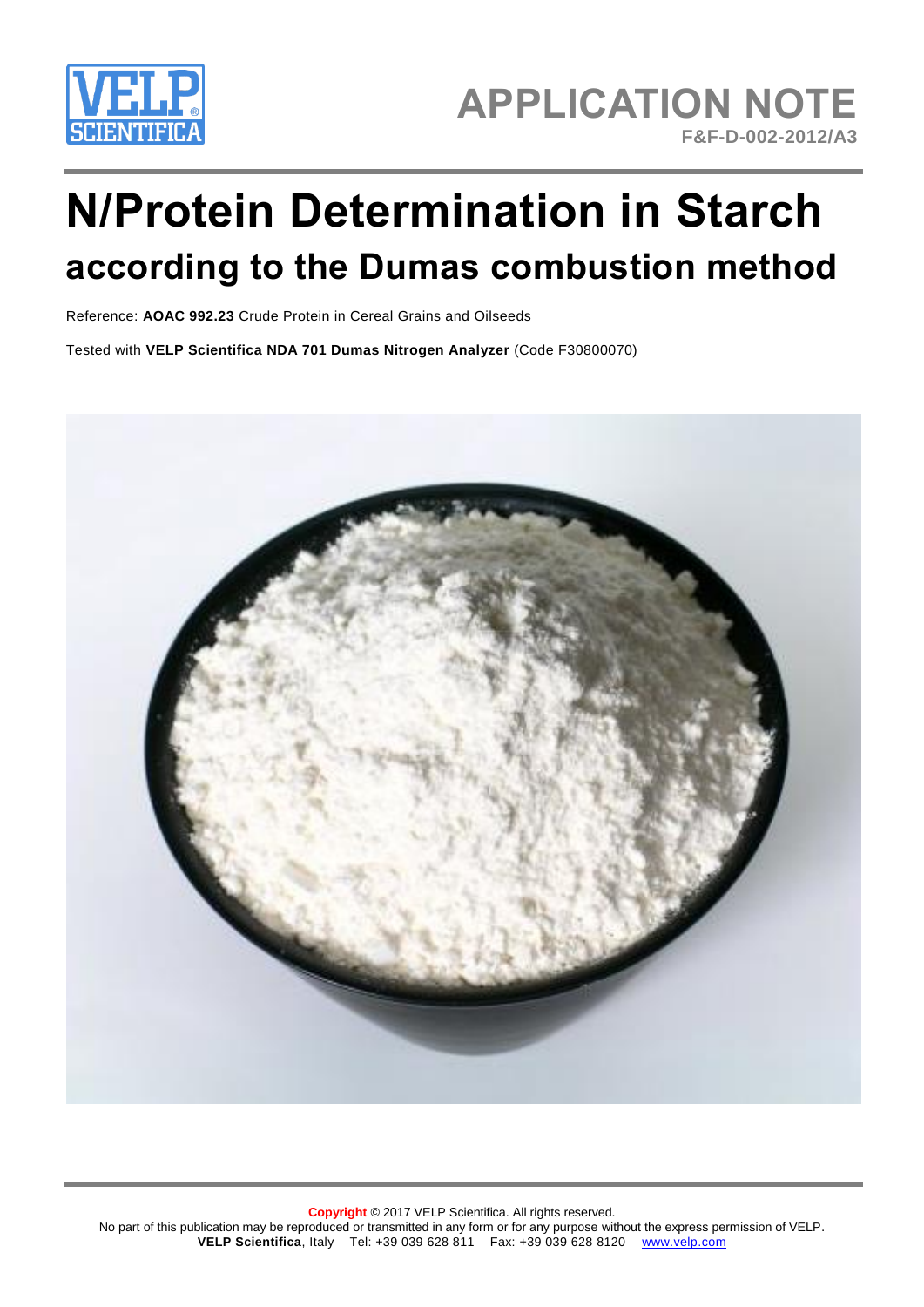APPLICATION NOTE

F&F-D-002-2012/A3

# N/Protein Determination in Starch

## according to the Dumas combustion method

Reference: **AOAC 992.23** Crude Protein in Cereal Grains and Oilseeds

Tested with **VELP Scientifica NDA 701 Dumas Nitrogen Analyzer** (Code F30800070)

**Copyright** © 2017 VELP Scientifica. All rights reserved.

No part of this publication may be reproduced or transmitted in any form or for any purpose without the express permission of VELP.

**VELP Scientifica**, Italy Tel: +39 039 628 811 Fax: +39 039 628 8120 www.velp.com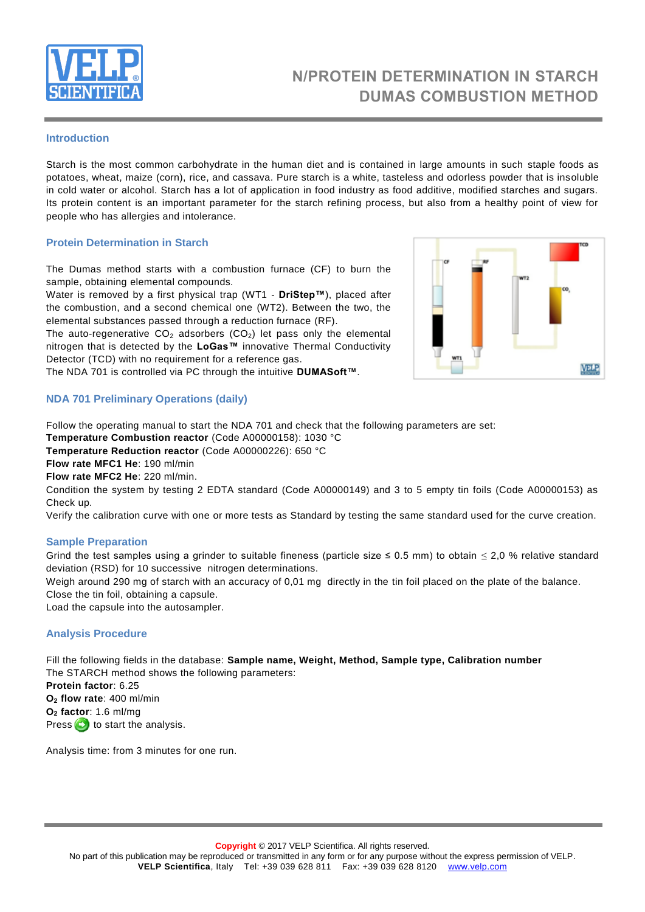# N/PROTEIN DETERMINATION IN STARCH
# DUMAS COMBUSTION METHOD

## Introduction

Starch is the most common carbohydrate in the human diet and is contained in large amounts in such staple foods as potatoes, wheat, maize (corn), rice, and cassava. Pure starch is a white, tasteless and odorless powder that is insoluble in cold water or alcohol. Starch has a lot of application in food industry as food additive, modified starches and sugars. Its protein content is an important parameter for the starch refining process, but also from a healthy point of view for people who has allergies and intolerance.

## Protein Determination in Starch

The Dumas method starts with a combustion furnace (CF) to burn the sample, obtaining elemental compounds.
Water is removed by a first physical trap (WT1 - **DriStep™**), placed after the combustion, and a second chemical one (WT2). Between the two, the elemental substances passed through a reduction furnace (RF).
The auto-regenerative $CO_2$ adsorbers ($CO_2$) let pass only the elemental nitrogen that is detected by the **LoGas™** innovative Thermal Conductivity Detector (TCD) with no requirement for a reference gas.
The NDA 701 is controlled via PC through the intuitive **DUMASoft™**.

## NDA 701 Preliminary Operations (daily)

Follow the operating manual to start the NDA 701 and check that the following parameters are set:
**Temperature Combustion reactor** (Code A00000158): 1030 °C
**Temperature Reduction reactor** (Code A00000226): 650 °C
**Flow rate MFC1 He**: 190 ml/min
**Flow rate MFC2 He**: 220 ml/min.
Condition the system by testing 2 EDTA standard (Code A00000149) and 3 to 5 empty tin foils (Code A00000153) as Check up.
Verify the calibration curve with one or more tests as Standard by testing the same standard used for the curve creation.

## Sample Preparation

Grind the test samples using a grinder to suitable fineness (particle size ≤ 0.5 mm) to obtain ≤ 2,0 % relative standard deviation (RSD) for 10 successive nitrogen determinations.
Weigh around 290 mg of starch with an accuracy of 0,01 mg directly in the tin foil placed on the plate of the balance.
Close the tin foil, obtaining a capsule.
Load the capsule into the autosampler.

## Analysis Procedure

Fill the following fields in the database: **Sample name, Weight, Method, Sample type, Calibration number**
The STARCH method shows the following parameters:
**Protein factor**: 6.25
**$O_2$ flow rate**: 400 ml/min
**$O_2$ factor**: 1.6 ml/mg
Press to start the analysis.

Analysis time: from 3 minutes for one run.

**Copyright** © 2017 VELP Scientifica. All rights reserved.
No part of this publication may be reproduced or transmitted in any form or for any purpose without the express permission of VELP.
**VELP Scientifica**, Italy Tel: +39 039 628 811 Fax: +39 039 628 8120 www.velp.com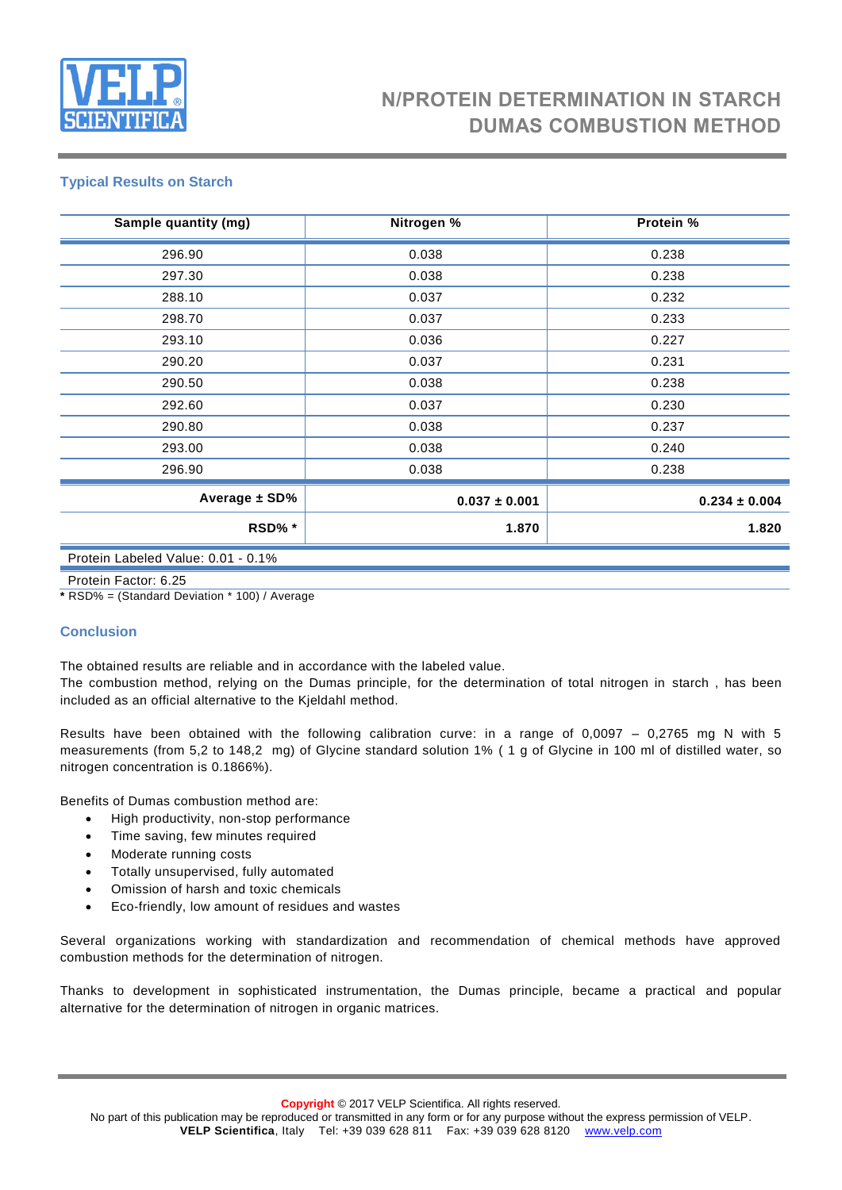# N/PROTEIN DETERMINATION IN STARCH
# DUMAS COMBUSTION METHOD

## Typical Results on Starch

| Sample quantity (mg) | Nitrogen % | Protein % |
|---|---|---|
| 296.90 | 0.038 | 0.238 |
| 297.30 | 0.038 | 0.238 |
| 288.10 | 0.037 | 0.232 |
| 298.70 | 0.037 | 0.233 |
| 293.10 | 0.036 | 0.227 |
| 290.20 | 0.037 | 0.231 |
| 290.50 | 0.038 | 0.238 |
| 292.60 | 0.037 | 0.230 |
| 290.80 | 0.038 | 0.237 |
| 293.00 | 0.038 | 0.240 |
| 296.90 | 0.038 | 0.238 |
| **Average ± SD%** | **0.037 ± 0.001** | **0.234 ± 0.004** |
| **RSD% \*** | **1.870** | **1.820** |

Protein Labeled Value: 0.01 - 0.1%

Protein Factor: 6.25

**\*** RSD% = (Standard Deviation * 100) / Average

## Conclusion

The obtained results are reliable and in accordance with the labeled value.
The combustion method, relying on the Dumas principle, for the determination of total nitrogen in starch , has been included as an official alternative to the Kjeldahl method.

Results have been obtained with the following calibration curve: in a range of 0,0097 – 0,2765 mg N with 5 measurements (from 5,2 to 148,2 mg) of Glycine standard solution 1% ( 1 g of Glycine in 100 ml of distilled water, so nitrogen concentration is 0.1866%).

Benefits of Dumas combustion method are:

- High productivity, non-stop performance
- Time saving, few minutes required
- Moderate running costs
- Totally unsupervised, fully automated
- Omission of harsh and toxic chemicals
- Eco-friendly, low amount of residues and wastes

Several organizations working with standardization and recommendation of chemical methods have approved combustion methods for the determination of nitrogen.

Thanks to development in sophisticated instrumentation, the Dumas principle, became a practical and popular alternative for the determination of nitrogen in organic matrices.